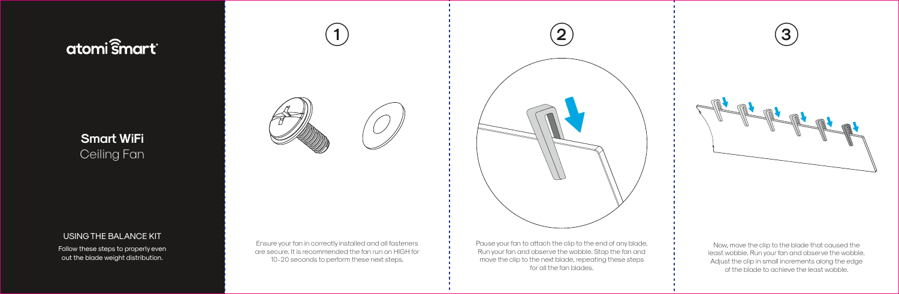# atomi smart

## Smart WiFi
Ceiling Fan

### USING THE BALANCE KIT

Follow these steps to properly even out the blade weight distribution.

**1**

Ensure your fan in correctly installed and all fasteners are secure. It is recommended the fan run on HIGH for 10-20 seconds to perform these next steps.

**2**

Pause your fan to attach the clip to the end of any blade. Run your fan and observe the wobble. Stop the fan and move the clip to the next blade, repeating these steps for all the fan blades.

**3**

Now, move the clip to the blade that caused the least wobble. Run your fan and observe the wobble. Adjust the clip in small increments along the edge of the blade to achieve the least wobble.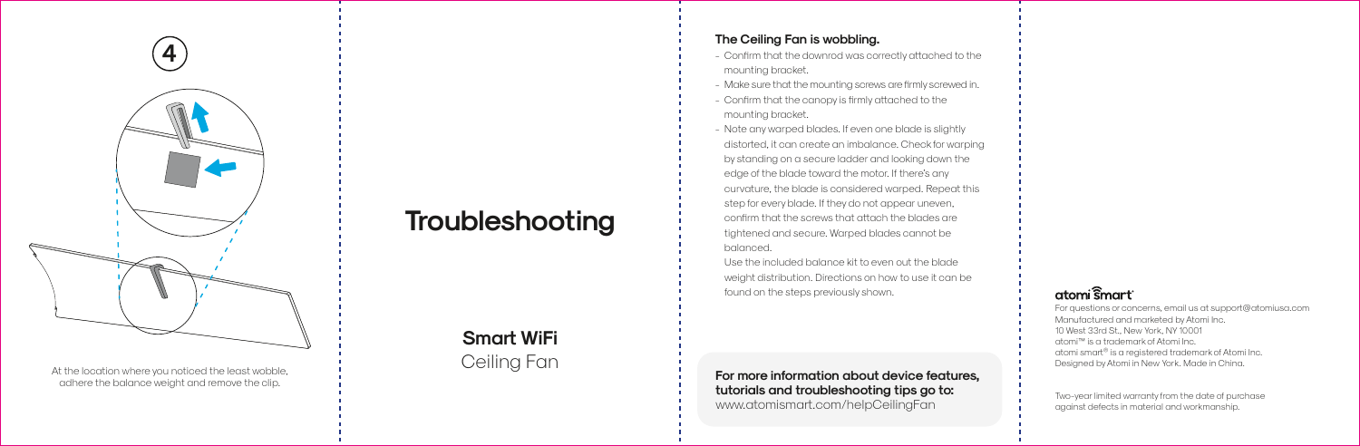4

At the location where you noticed the least wobble, adhere the balance weight and remove the clip.

# Troubleshooting

**Smart WiFi**
Ceiling Fan

### The Ceiling Fan is wobbling.

- Confirm that the downrod was correctly attached to the mounting bracket.
- Make sure that the mounting screws are firmly screwed in.
- Confirm that the canopy is firmly attached to the mounting bracket.
- Note any warped blades. If even one blade is slightly distorted, it can create an imbalance. Check for warping by standing on a secure ladder and looking down the edge of the blade toward the motor. If there's any curvature, the blade is considered warped. Repeat this step for every blade. If they do not appear uneven, confirm that the screws that attach the blades are tightened and secure. Warped blades cannot be balanced.

  Use the included balance kit to even out the blade weight distribution. Directions on how to use it can be found on the steps previously shown.

**For more information about device features, tutorials and troubleshooting tips go to:**
www.atomismart.com/helpCeilingFan

atomi smart®

For questions or concerns, email us at support@atomiusa.com
Manufactured and marketed by Atomi Inc.
10 West 33rd St., New York, NY 10001
atomi™ is a trademark of Atomi Inc.
atomi smart® is a registered trademark of Atomi Inc.
Designed by Atomi in New York. Made in China.

Two-year limited warranty from the date of purchase against defects in material and workmanship.